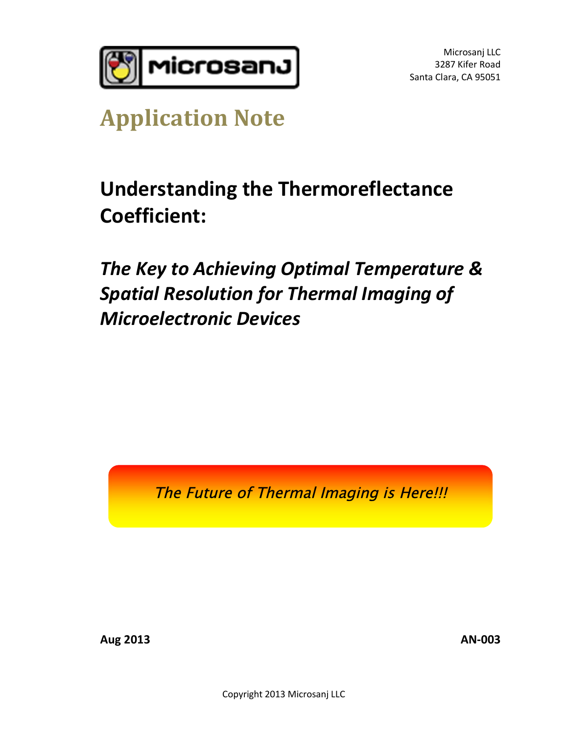Microsanj LLC
3287 Kifer Road
Santa Clara, CA 95051

# Application Note

## Understanding the Thermoreflectance Coefficient:

### *The Key to Achieving Optimal Temperature & Spatial Resolution for Thermal Imaging of Microelectronic Devices*

*The Future of Thermal Imaging is Here!!!*

**Aug 2013** **AN-003**

Copyright 2013 Microsanj LLC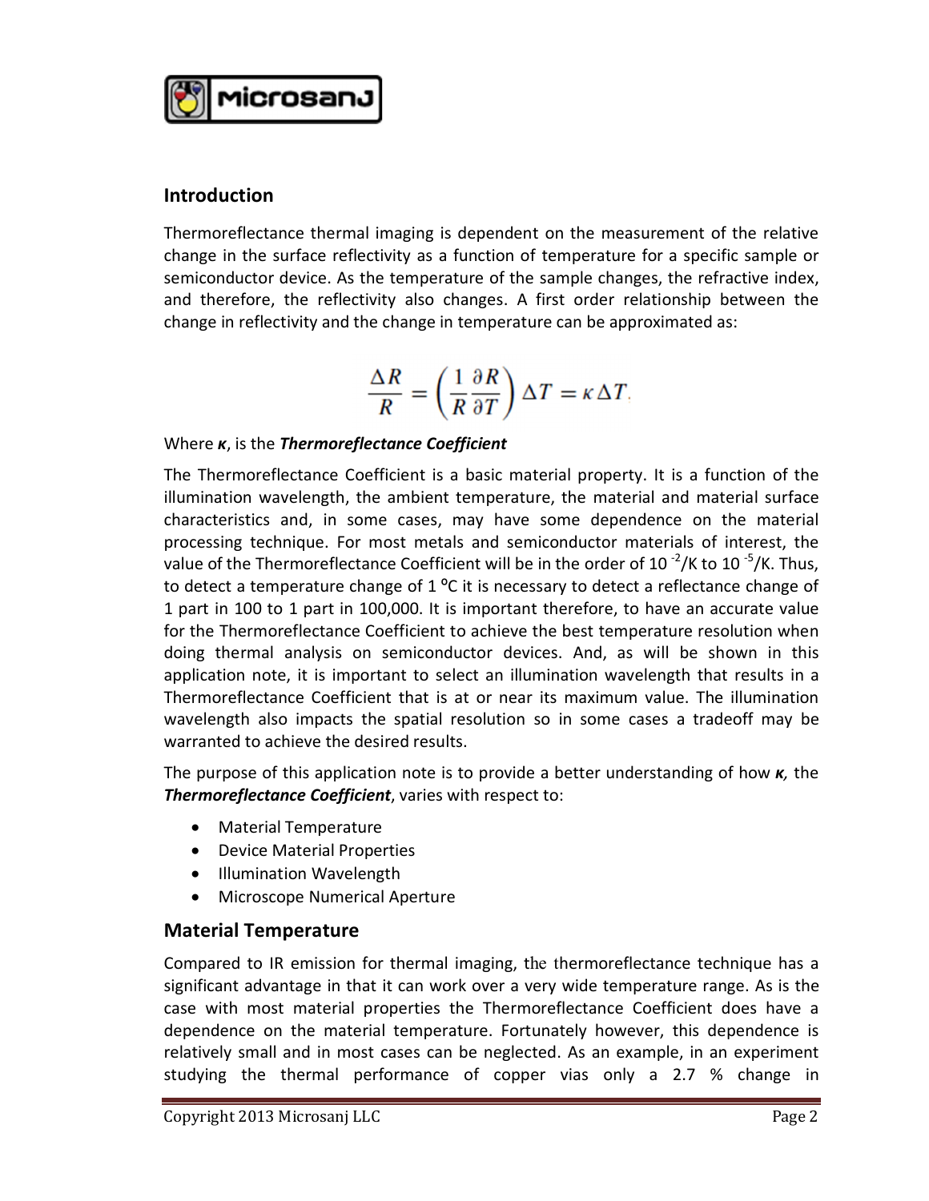## Introduction

Thermoreflectance thermal imaging is dependent on the measurement of the relative change in the surface reflectivity as a function of temperature for a specific sample or semiconductor device. As the temperature of the sample changes, the refractive index, and therefore, the reflectivity also changes. A first order relationship between the change in reflectivity and the change in temperature can be approximated as:

$$\frac{\Delta R}{R} = \left(\frac{1}{R}\frac{\partial R}{\partial T}\right)\Delta T = \kappa \Delta T.$$

Where $\kappa$, is the ***Thermoreflectance Coefficient***

The Thermoreflectance Coefficient is a basic material property. It is a function of the illumination wavelength, the ambient temperature, the material and material surface characteristics and, in some cases, may have some dependence on the material processing technique. For most metals and semiconductor materials of interest, the value of the Thermoreflectance Coefficient will be in the order of $10^{-2}$/K to $10^{-5}$/K. Thus, to detect a temperature change of 1 ºC it is necessary to detect a reflectance change of 1 part in 100 to 1 part in 100,000. It is important therefore, to have an accurate value for the Thermoreflectance Coefficient to achieve the best temperature resolution when doing thermal analysis on semiconductor devices. And, as will be shown in this application note, it is important to select an illumination wavelength that results in a Thermoreflectance Coefficient that is at or near its maximum value. The illumination wavelength also impacts the spatial resolution so in some cases a tradeoff may be warranted to achieve the desired results.

The purpose of this application note is to provide a better understanding of how $\kappa$, the ***Thermoreflectance Coefficient***, varies with respect to:

- Material Temperature
- Device Material Properties
- Illumination Wavelength
- Microscope Numerical Aperture

## Material Temperature

Compared to IR emission for thermal imaging, the thermoreflectance technique has a significant advantage in that it can work over a very wide temperature range. As is the case with most material properties the Thermoreflectance Coefficient does have a dependence on the material temperature. Fortunately however, this dependence is relatively small and in most cases can be neglected. As an example, in an experiment studying the thermal performance of copper vias only a 2.7 % change in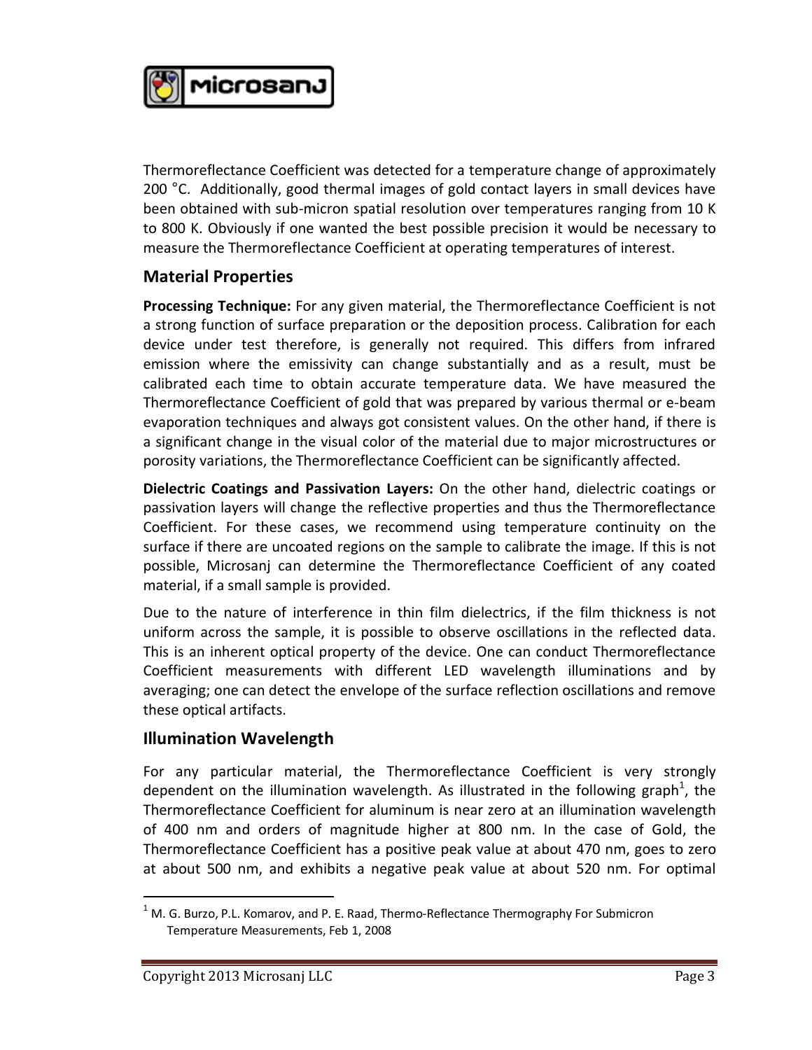Thermoreflectance Coefficient was detected for a temperature change of approximately 200 °C. Additionally, good thermal images of gold contact layers in small devices have been obtained with sub-micron spatial resolution over temperatures ranging from 10 K to 800 K. Obviously if one wanted the best possible precision it would be necessary to measure the Thermoreflectance Coefficient at operating temperatures of interest.

## Material Properties

**Processing Technique:** For any given material, the Thermoreflectance Coefficient is not a strong function of surface preparation or the deposition process. Calibration for each device under test therefore, is generally not required. This differs from infrared emission where the emissivity can change substantially and as a result, must be calibrated each time to obtain accurate temperature data. We have measured the Thermoreflectance Coefficient of gold that was prepared by various thermal or e-beam evaporation techniques and always got consistent values. On the other hand, if there is a significant change in the visual color of the material due to major microstructures or porosity variations, the Thermoreflectance Coefficient can be significantly affected.

**Dielectric Coatings and Passivation Layers:** On the other hand, dielectric coatings or passivation layers will change the reflective properties and thus the Thermoreflectance Coefficient. For these cases, we recommend using temperature continuity on the surface if there are uncoated regions on the sample to calibrate the image. If this is not possible, Microsanj can determine the Thermoreflectance Coefficient of any coated material, if a small sample is provided.

Due to the nature of interference in thin film dielectrics, if the film thickness is not uniform across the sample, it is possible to observe oscillations in the reflected data. This is an inherent optical property of the device. One can conduct Thermoreflectance Coefficient measurements with different LED wavelength illuminations and by averaging; one can detect the envelope of the surface reflection oscillations and remove these optical artifacts.

## Illumination Wavelength

For any particular material, the Thermoreflectance Coefficient is very strongly dependent on the illumination wavelength. As illustrated in the following graph[1], the Thermoreflectance Coefficient for aluminum is near zero at an illumination wavelength of 400 nm and orders of magnitude higher at 800 nm. In the case of Gold, the Thermoreflectance Coefficient has a positive peak value at about 470 nm, goes to zero at about 500 nm, and exhibits a negative peak value at about 520 nm. For optimal

[1] M. G. Burzo, P.L. Komarov, and P. E. Raad, Thermo-Reflectance Thermography For Submicron Temperature Measurements, Feb 1, 2008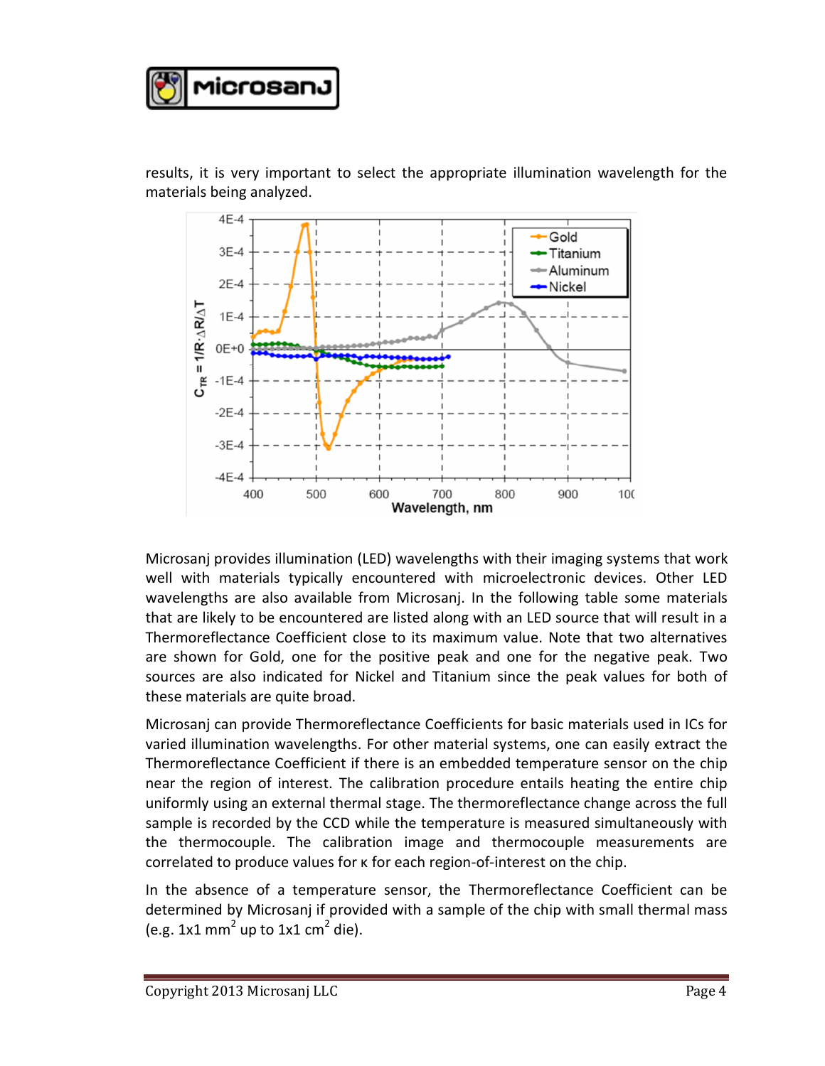results, it is very important to select the appropriate illumination wavelength for the materials being analyzed.

Microsanj provides illumination (LED) wavelengths with their imaging systems that work well with materials typically encountered with microelectronic devices. Other LED wavelengths are also available from Microsanj. In the following table some materials that are likely to be encountered are listed along with an LED source that will result in a Thermoreflectance Coefficient close to its maximum value. Note that two alternatives are shown for Gold, one for the positive peak and one for the negative peak. Two sources are also indicated for Nickel and Titanium since the peak values for both of these materials are quite broad.

Microsanj can provide Thermoreflectance Coefficients for basic materials used in ICs for varied illumination wavelengths. For other material systems, one can easily extract the Thermoreflectance Coefficient if there is an embedded temperature sensor on the chip near the region of interest. The calibration procedure entails heating the entire chip uniformly using an external thermal stage. The thermoreflectance change across the full sample is recorded by the CCD while the temperature is measured simultaneously with the thermocouple. The calibration image and thermocouple measurements are correlated to produce values for κ for each region-of-interest on the chip.

In the absence of a temperature sensor, the Thermoreflectance Coefficient can be determined by Microsanj if provided with a sample of the chip with small thermal mass (e.g. 1x1 $mm^2$ up to 1x1 $cm^2$ die).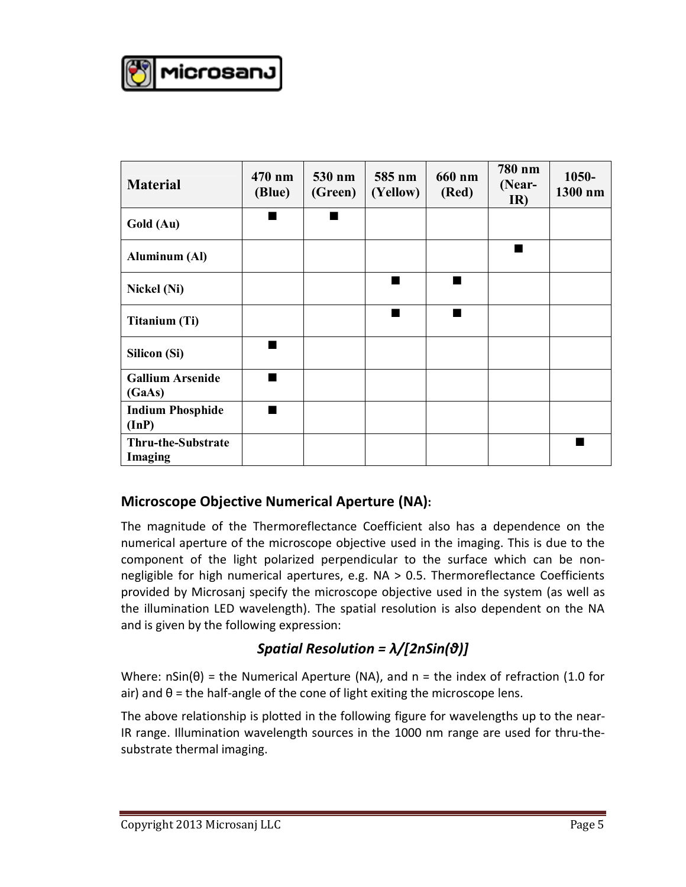| Material | 470 nm (Blue) | 530 nm (Green) | 585 nm (Yellow) | 660 nm (Red) | 780 nm (Near-IR) | 1050-1300 nm |
|---|---|---|---|---|---|---|
| Gold (Au) | ■ | ■ | | | | |
| Aluminum (Al) | | | | | ■ | |
| Nickel (Ni) | | | ■ | ■ | | |
| Titanium (Ti) | | | ■ | ■ | | |
| Silicon (Si) | ■ | | | | | |
| Gallium Arsenide (GaAs) | ■ | | | | | |
| Indium Phosphide (InP) | ■ | | | | | |
| Thru-the-Substrate Imaging | | | | | | ■ |

## Microscope Objective Numerical Aperture (NA):

The magnitude of the Thermoreflectance Coefficient also has a dependence on the numerical aperture of the microscope objective used in the imaging. This is due to the component of the light polarized perpendicular to the surface which can be non-negligible for high numerical apertures, e.g. NA > 0.5. Thermoreflectance Coefficients provided by Microsanj specify the microscope objective used in the system (as well as the illumination LED wavelength). The spatial resolution is also dependent on the NA and is given by the following expression:

$$\text{Spatial Resolution} = \lambda/[2n\sin(\vartheta)]$$

Where: $n\sin(\theta)$ = the Numerical Aperture (NA), and $n$ = the index of refraction (1.0 for air) and $\theta$ = the half-angle of the cone of light exiting the microscope lens.

The above relationship is plotted in the following figure for wavelengths up to the near-IR range. Illumination wavelength sources in the 1000 nm range are used for thru-the-substrate thermal imaging.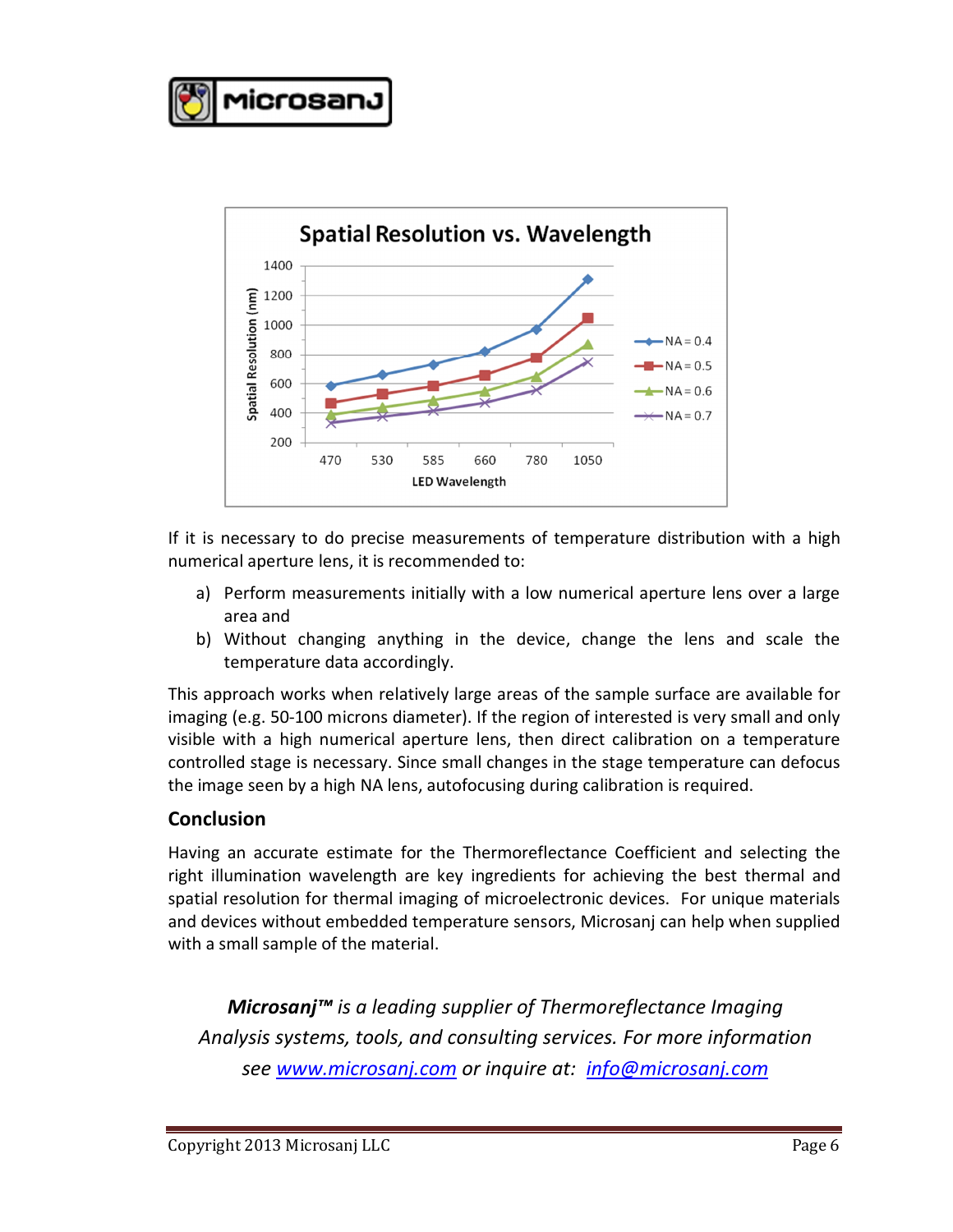Spatial Resolution vs. Wavelength

Spatial Resolution (nm)

1400
1200
1000
800
600
400
200

470 530 585 660 780 1050

LED Wavelength

NA = 0.4
NA = 0.5
NA = 0.6
NA = 0.7

If it is necessary to do precise measurements of temperature distribution with a high numerical aperture lens, it is recommended to:

a) Perform measurements initially with a low numerical aperture lens over a large area and
b) Without changing anything in the device, change the lens and scale the temperature data accordingly.

This approach works when relatively large areas of the sample surface are available for imaging (e.g. 50-100 microns diameter). If the region of interested is very small and only visible with a high numerical aperture lens, then direct calibration on a temperature controlled stage is necessary. Since small changes in the stage temperature can defocus the image seen by a high NA lens, autofocusing during calibration is required.

## Conclusion

Having an accurate estimate for the Thermoreflectance Coefficient and selecting the right illumination wavelength are key ingredients for achieving the best thermal and spatial resolution for thermal imaging of microelectronic devices. For unique materials and devices without embedded temperature sensors, Microsanj can help when supplied with a small sample of the material.

*__Microsanj™__ is a leading supplier of Thermoreflectance Imaging Analysis systems, tools, and consulting services. For more information see [www.microsanj.com](http://www.microsanj.com) or inquire at: [info@microsanj.com](mailto:info@microsanj.com)*

Copyright 2013 Microsanj LLC